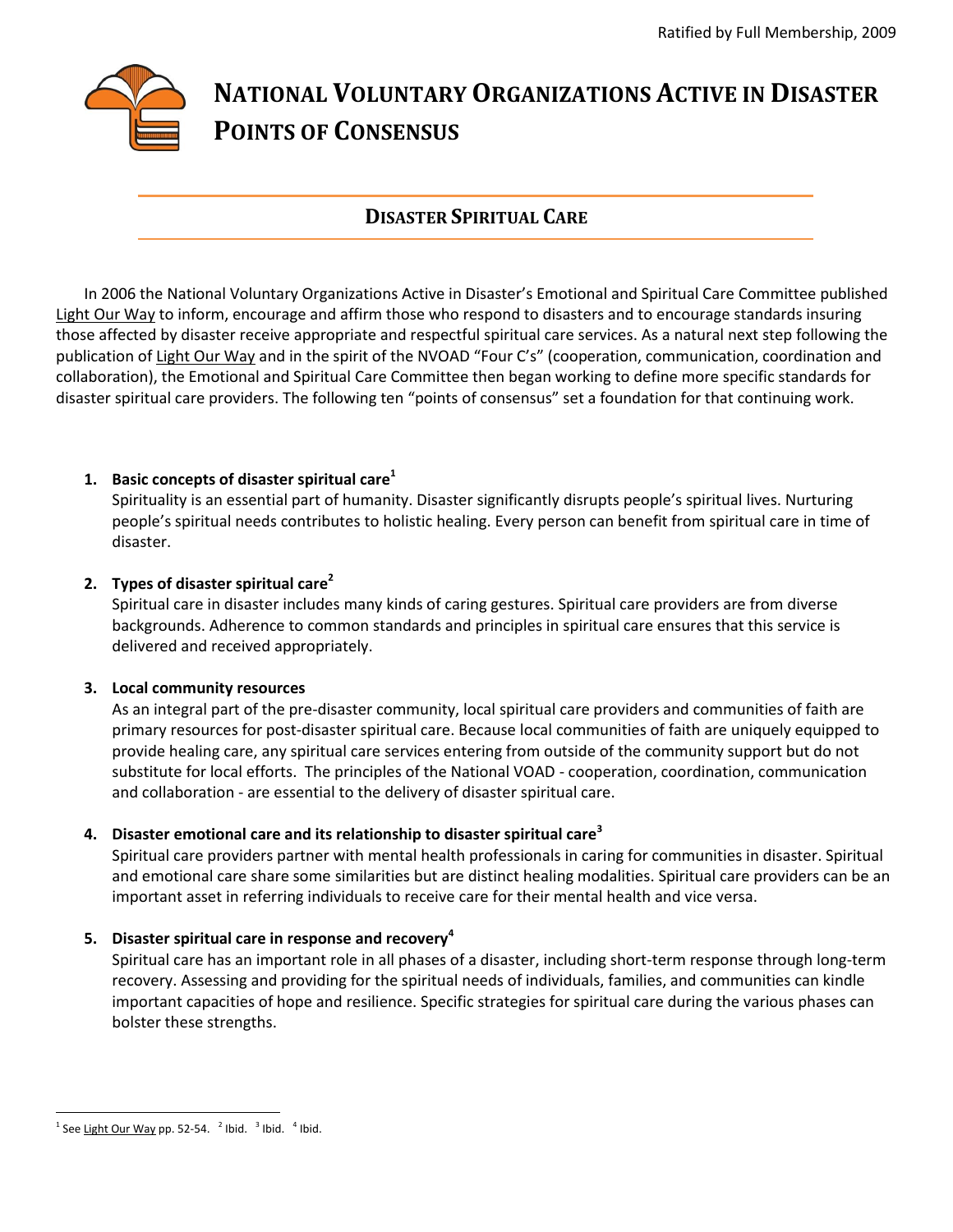Ratified by Full Membership, 2009

# National Voluntary Organizations Active in Disaster Points of Consensus

## Disaster Spiritual Care

In 2006 the National Voluntary Organizations Active in Disaster's Emotional and Spiritual Care Committee published Light Our Way to inform, encourage and affirm those who respond to disasters and to encourage standards insuring those affected by disaster receive appropriate and respectful spiritual care services. As a natural next step following the publication of Light Our Way and in the spirit of the NVOAD "Four C's" (cooperation, communication, coordination and collaboration), the Emotional and Spiritual Care Committee then began working to define more specific standards for disaster spiritual care providers. The following ten "points of consensus" set a foundation for that continuing work.

1. **Basic concepts of disaster spiritual care[1]**
   Spirituality is an essential part of humanity. Disaster significantly disrupts people's spiritual lives. Nurturing people's spiritual needs contributes to holistic healing. Every person can benefit from spiritual care in time of disaster.

2. **Types of disaster spiritual care[2]**
   Spiritual care in disaster includes many kinds of caring gestures. Spiritual care providers are from diverse backgrounds. Adherence to common standards and principles in spiritual care ensures that this service is delivered and received appropriately.

3. **Local community resources**
   As an integral part of the pre-disaster community, local spiritual care providers and communities of faith are primary resources for post-disaster spiritual care. Because local communities of faith are uniquely equipped to provide healing care, any spiritual care services entering from outside of the community support but do not substitute for local efforts. The principles of the National VOAD - cooperation, coordination, communication and collaboration - are essential to the delivery of disaster spiritual care.

4. **Disaster emotional care and its relationship to disaster spiritual care[3]**
   Spiritual care providers partner with mental health professionals in caring for communities in disaster. Spiritual and emotional care share some similarities but are distinct healing modalities. Spiritual care providers can be an important asset in referring individuals to receive care for their mental health and vice versa.

5. **Disaster spiritual care in response and recovery[4]**
   Spiritual care has an important role in all phases of a disaster, including short-term response through long-term recovery. Assessing and providing for the spiritual needs of individuals, families, and communities can kindle important capacities of hope and resilience. Specific strategies for spiritual care during the various phases can bolster these strengths.

---

[1] See Light Our Way pp. 52-54. [2] Ibid. [3] Ibid. [4] Ibid.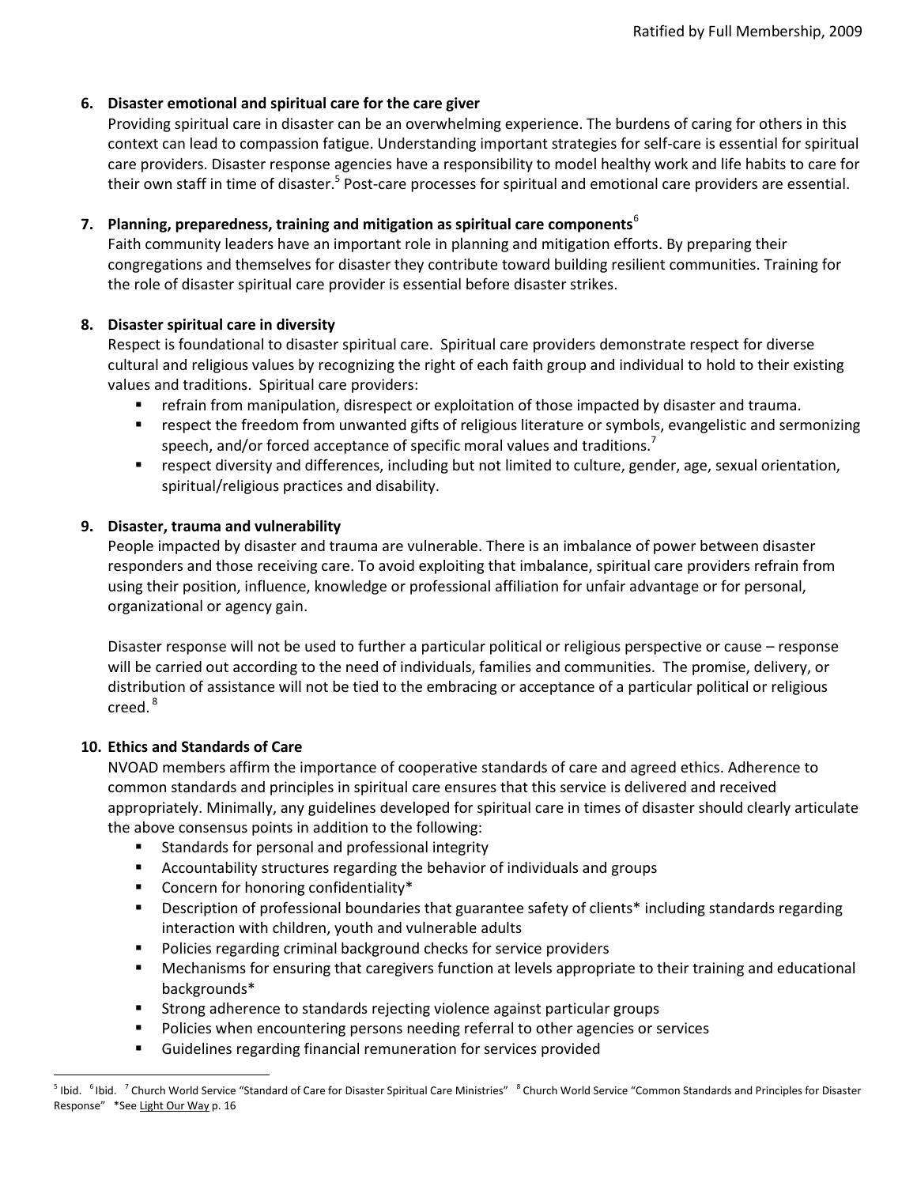**6. Disaster emotional and spiritual care for the care giver**

Providing spiritual care in disaster can be an overwhelming experience. The burdens of caring for others in this context can lead to compassion fatigue. Understanding important strategies for self-care is essential for spiritual care providers. Disaster response agencies have a responsibility to model healthy work and life habits to care for their own staff in time of disaster.[5] Post-care processes for spiritual and emotional care providers are essential.

**7. Planning, preparedness, training and mitigation as spiritual care components**[6]

Faith community leaders have an important role in planning and mitigation efforts. By preparing their congregations and themselves for disaster they contribute toward building resilient communities. Training for the role of disaster spiritual care provider is essential before disaster strikes.

**8. Disaster spiritual care in diversity**

Respect is foundational to disaster spiritual care. Spiritual care providers demonstrate respect for diverse cultural and religious values by recognizing the right of each faith group and individual to hold to their existing values and traditions. Spiritual care providers:

- refrain from manipulation, disrespect or exploitation of those impacted by disaster and trauma.
- respect the freedom from unwanted gifts of religious literature or symbols, evangelistic and sermonizing speech, and/or forced acceptance of specific moral values and traditions.[7]
- respect diversity and differences, including but not limited to culture, gender, age, sexual orientation, spiritual/religious practices and disability.

**9. Disaster, trauma and vulnerability**

People impacted by disaster and trauma are vulnerable. There is an imbalance of power between disaster responders and those receiving care. To avoid exploiting that imbalance, spiritual care providers refrain from using their position, influence, knowledge or professional affiliation for unfair advantage or for personal, organizational or agency gain.

Disaster response will not be used to further a particular political or religious perspective or cause – response will be carried out according to the need of individuals, families and communities. The promise, delivery, or distribution of assistance will not be tied to the embracing or acceptance of a particular political or religious creed.[8]

**10. Ethics and Standards of Care**

NVOAD members affirm the importance of cooperative standards of care and agreed ethics. Adherence to common standards and principles in spiritual care ensures that this service is delivered and received appropriately. Minimally, any guidelines developed for spiritual care in times of disaster should clearly articulate the above consensus points in addition to the following:

- Standards for personal and professional integrity
- Accountability structures regarding the behavior of individuals and groups
- Concern for honoring confidentiality*
- Description of professional boundaries that guarantee safety of clients* including standards regarding interaction with children, youth and vulnerable adults
- Policies regarding criminal background checks for service providers
- Mechanisms for ensuring that caregivers function at levels appropriate to their training and educational backgrounds*
- Strong adherence to standards rejecting violence against particular groups
- Policies when encountering persons needing referral to other agencies or services
- Guidelines regarding financial remuneration for services provided

---

[5] Ibid. [6] Ibid. [7] Church World Service "Standard of Care for Disaster Spiritual Care Ministries" [8] Church World Service "Common Standards and Principles for Disaster Response" *See Light Our Way p. 16